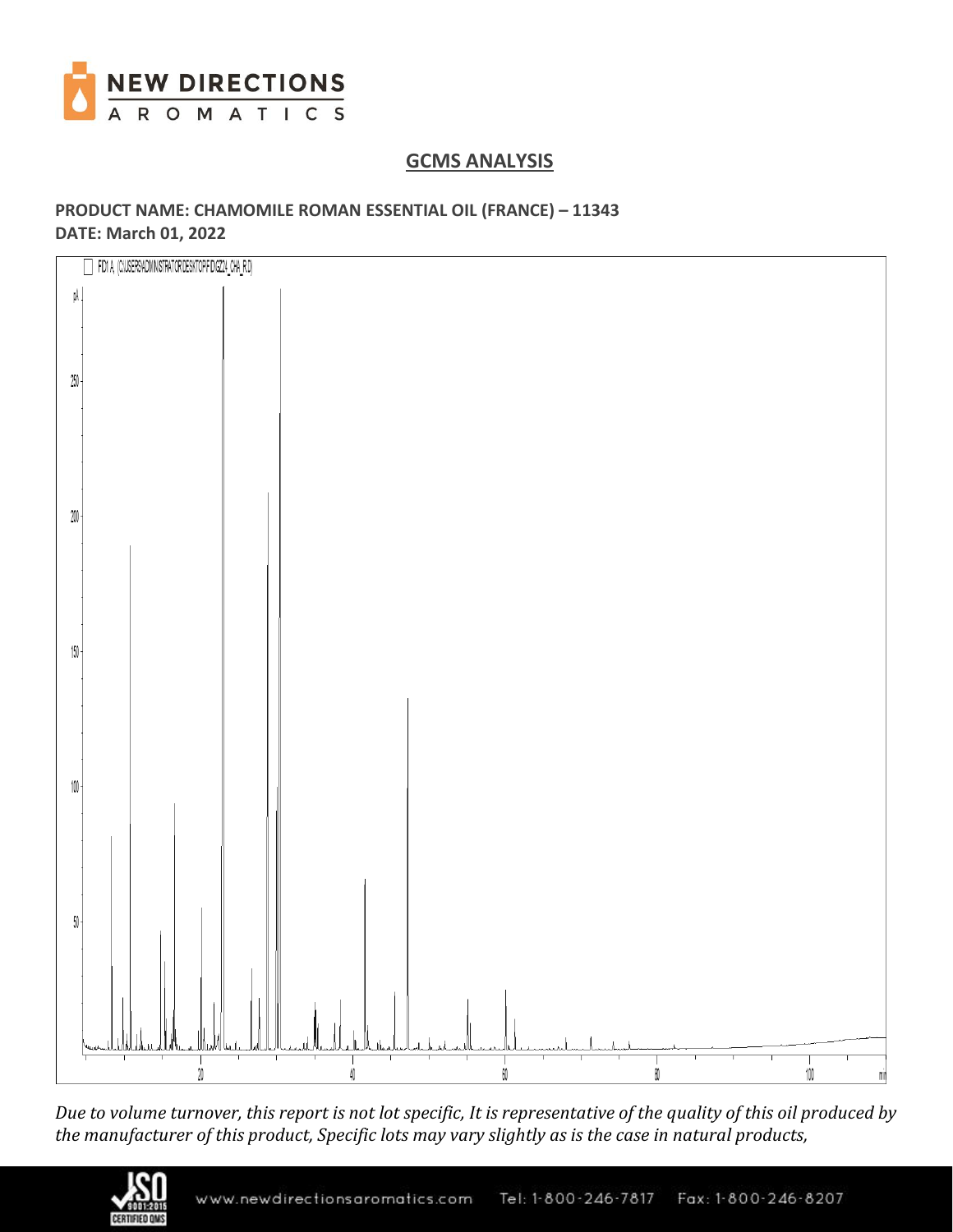## GCMS ANALYSIS

**PRODUCT NAME: CHAMOMILE ROMAN ESSENTIAL OIL (FRANCE) – 11343**
**DATE: March 01, 2022**

*Due to volume turnover, this report is not lot specific, It is representative of the quality of this oil produced by the manufacturer of this product, Specific lots may vary slightly as is the case in natural products,*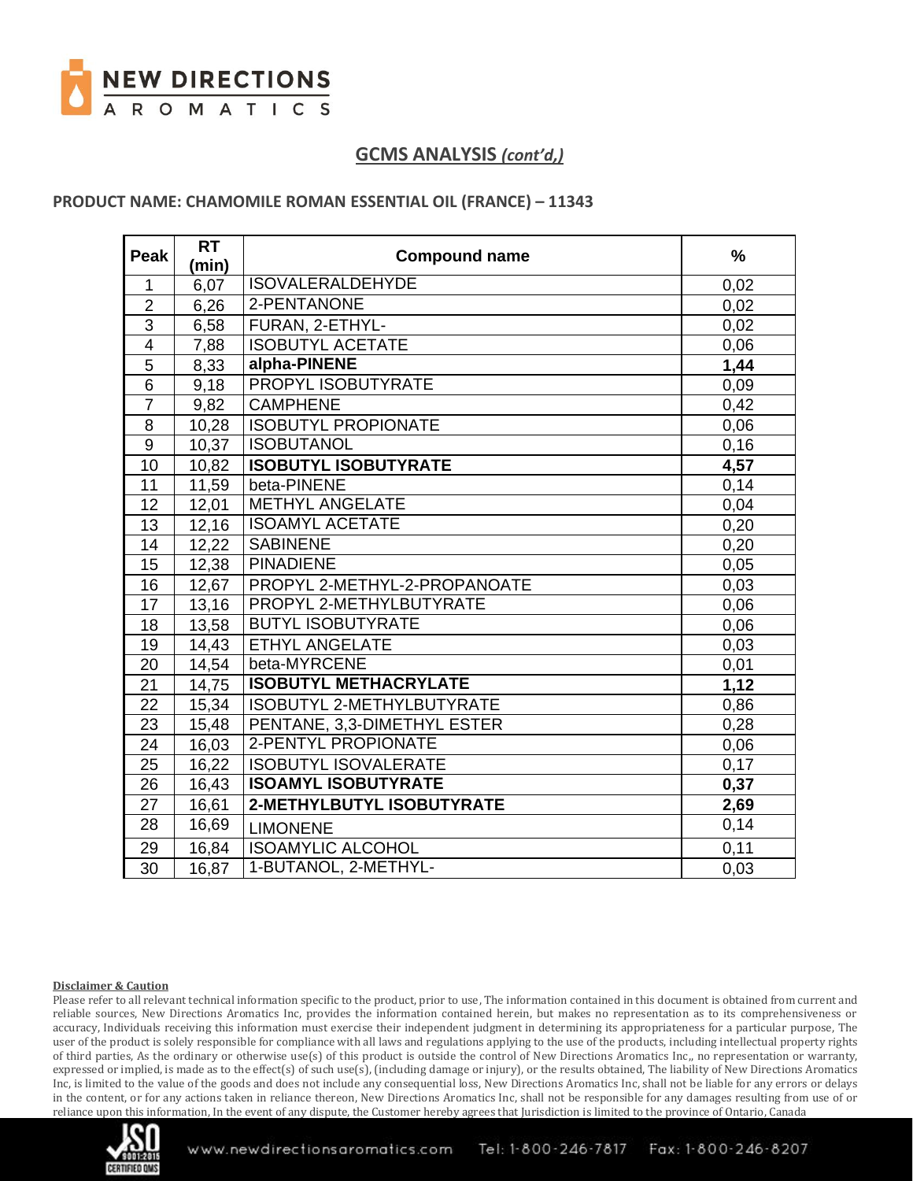## GCMS ANALYSIS *(cont'd,)*

**PRODUCT NAME: CHAMOMILE ROMAN ESSENTIAL OIL (FRANCE) – 11343**

| Peak | RT (min) | Compound name | % |
|---|---|---|---|
| 1 | 6,07 | ISOVALERALDEHYDE | 0,02 |
| 2 | 6,26 | 2-PENTANONE | 0,02 |
| 3 | 6,58 | FURAN, 2-ETHYL- | 0,02 |
| 4 | 7,88 | ISOBUTYL ACETATE | 0,06 |
| 5 | 8,33 | **alpha-PINENE** | **1,44** |
| 6 | 9,18 | PROPYL ISOBUTYRATE | 0,09 |
| 7 | 9,82 | CAMPHENE | 0,42 |
| 8 | 10,28 | ISOBUTYL PROPIONATE | 0,06 |
| 9 | 10,37 | ISOBUTANOL | 0,16 |
| 10 | 10,82 | **ISOBUTYL ISOBUTYRATE** | **4,57** |
| 11 | 11,59 | beta-PINENE | 0,14 |
| 12 | 12,01 | METHYL ANGELATE | 0,04 |
| 13 | 12,16 | ISOAMYL ACETATE | 0,20 |
| 14 | 12,22 | SABINENE | 0,20 |
| 15 | 12,38 | PINADIENE | 0,05 |
| 16 | 12,67 | PROPYL 2-METHYL-2-PROPANOATE | 0,03 |
| 17 | 13,16 | PROPYL 2-METHYLBUTYRATE | 0,06 |
| 18 | 13,58 | BUTYL ISOBUTYRATE | 0,06 |
| 19 | 14,43 | ETHYL ANGELATE | 0,03 |
| 20 | 14,54 | beta-MYRCENE | 0,01 |
| 21 | 14,75 | **ISOBUTYL METHACRYLATE** | **1,12** |
| 22 | 15,34 | ISOBUTYL 2-METHYLBUTYRATE | 0,86 |
| 23 | 15,48 | PENTANE, 3,3-DIMETHYL ESTER | 0,28 |
| 24 | 16,03 | 2-PENTYL PROPIONATE | 0,06 |
| 25 | 16,22 | ISOBUTYL ISOVALERATE | 0,17 |
| 26 | 16,43 | **ISOAMYL ISOBUTYRATE** | **0,37** |
| 27 | 16,61 | **2-METHYLBUTYL ISOBUTYRATE** | **2,69** |
| 28 | 16,69 | LIMONENE | 0,14 |
| 29 | 16,84 | ISOAMYLIC ALCOHOL | 0,11 |
| 30 | 16,87 | 1-BUTANOL, 2-METHYL- | 0,03 |

**Disclaimer & Caution**

Please refer to all relevant technical information specific to the product, prior to use, The information contained in this document is obtained from current and reliable sources, New Directions Aromatics Inc, provides the information contained herein, but makes no representation as to its comprehensiveness or accuracy, Individuals receiving this information must exercise their independent judgment in determining its appropriateness for a particular purpose, The user of the product is solely responsible for compliance with all laws and regulations applying to the use of the products, including intellectual property rights of third parties, As the ordinary or otherwise use(s) of this product is outside the control of New Directions Aromatics Inc,, no representation or warranty, expressed or implied, is made as to the effect(s) of such use(s), (including damage or injury), or the results obtained, The liability of New Directions Aromatics Inc, is limited to the value of the goods and does not include any consequential loss, New Directions Aromatics Inc, shall not be liable for any errors or delays in the content, or for any actions taken in reliance thereon, New Directions Aromatics Inc, shall not be responsible for any damages resulting from use of or reliance upon this information, In the event of any dispute, the Customer hereby agrees that Jurisdiction is limited to the province of Ontario, Canada

www.newdirectionsaromatics.com Tel: 1-800-246-7817 Fax: 1-800-246-8207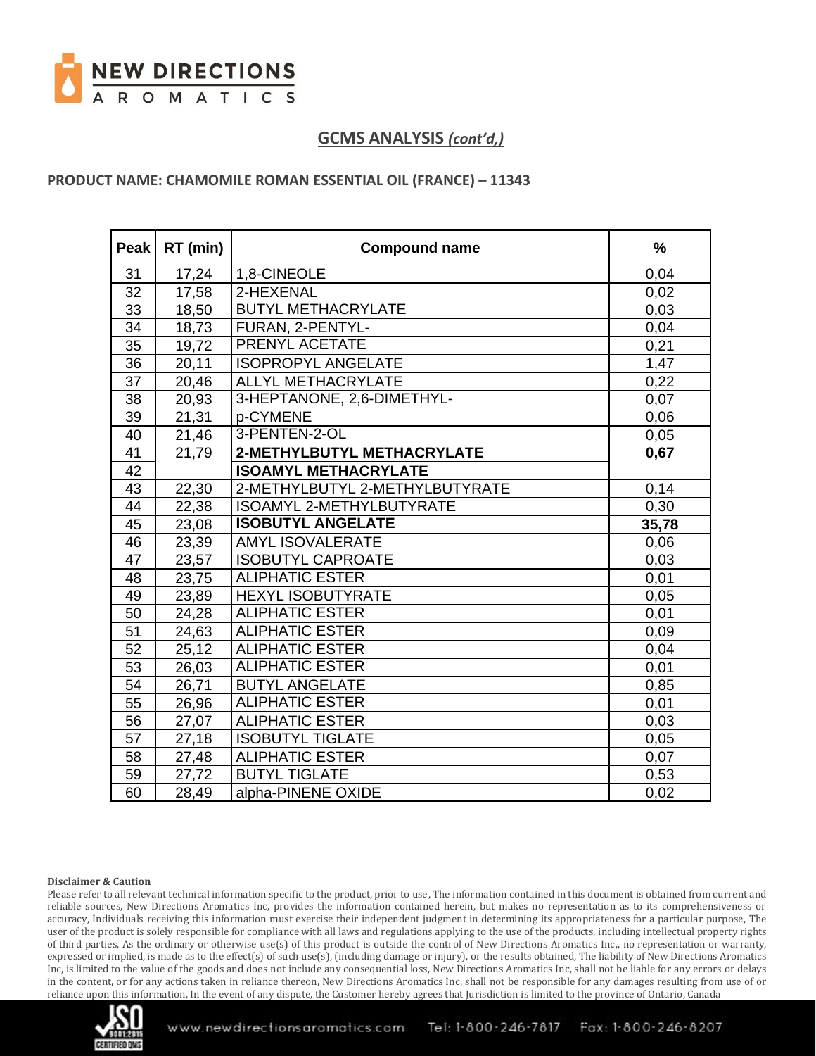## GCMS ANALYSIS *(cont'd,)*

**PRODUCT NAME: CHAMOMILE ROMAN ESSENTIAL OIL (FRANCE) – 11343**

| Peak | RT (min) | Compound name | % |
|---|---|---|---|
| 31 | 17,24 | 1,8-CINEOLE | 0,04 |
| 32 | 17,58 | 2-HEXENAL | 0,02 |
| 33 | 18,50 | BUTYL METHACRYLATE | 0,03 |
| 34 | 18,73 | FURAN, 2-PENTYL- | 0,04 |
| 35 | 19,72 | PRENYL ACETATE | 0,21 |
| 36 | 20,11 | ISOPROPYL ANGELATE | 1,47 |
| 37 | 20,46 | ALLYL METHACRYLATE | 0,22 |
| 38 | 20,93 | 3-HEPTANONE, 2,6-DIMETHYL- | 0,07 |
| 39 | 21,31 | p-CYMENE | 0,06 |
| 40 | 21,46 | 3-PENTEN-2-OL | 0,05 |
| 41 | 21,79 | **2-METHYLBUTYL METHACRYLATE** | **0,67** |
| 42 | | **ISOAMYL METHACRYLATE** | |
| 43 | 22,30 | 2-METHYLBUTYL 2-METHYLBUTYRATE | 0,14 |
| 44 | 22,38 | ISOAMYL 2-METHYLBUTYRATE | 0,30 |
| 45 | 23,08 | **ISOBUTYL ANGELATE** | **35,78** |
| 46 | 23,39 | AMYL ISOVALERATE | 0,06 |
| 47 | 23,57 | ISOBUTYL CAPROATE | 0,03 |
| 48 | 23,75 | ALIPHATIC ESTER | 0,01 |
| 49 | 23,89 | HEXYL ISOBUTYRATE | 0,05 |
| 50 | 24,28 | ALIPHATIC ESTER | 0,01 |
| 51 | 24,63 | ALIPHATIC ESTER | 0,09 |
| 52 | 25,12 | ALIPHATIC ESTER | 0,04 |
| 53 | 26,03 | ALIPHATIC ESTER | 0,01 |
| 54 | 26,71 | BUTYL ANGELATE | 0,85 |
| 55 | 26,96 | ALIPHATIC ESTER | 0,01 |
| 56 | 27,07 | ALIPHATIC ESTER | 0,03 |
| 57 | 27,18 | ISOBUTYL TIGLATE | 0,05 |
| 58 | 27,48 | ALIPHATIC ESTER | 0,07 |
| 59 | 27,72 | BUTYL TIGLATE | 0,53 |
| 60 | 28,49 | alpha-PINENE OXIDE | 0,02 |

**Disclaimer & Caution**

Please refer to all relevant technical information specific to the product, prior to use, The information contained in this document is obtained from current and reliable sources, New Directions Aromatics Inc, provides the information contained herein, but makes no representation as to its comprehensiveness or accuracy, Individuals receiving this information must exercise their independent judgment in determining its appropriateness for a particular purpose, The user of the product is solely responsible for compliance with all laws and regulations applying to the use of the products, including intellectual property rights of third parties, As the ordinary or otherwise use(s) of this product is outside the control of New Directions Aromatics Inc,, no representation or warranty, expressed or implied, is made as to the effect(s) of such use(s), (including damage or injury), or the results obtained, The liability of New Directions Aromatics Inc, is limited to the value of the goods and does not include any consequential loss, New Directions Aromatics Inc, shall not be liable for any errors or delays in the content, or for any actions taken in reliance thereon, New Directions Aromatics Inc, shall not be responsible for any damages resulting from use of or reliance upon this information, In the event of any dispute, the Customer hereby agrees that Jurisdiction is limited to the province of Ontario, Canada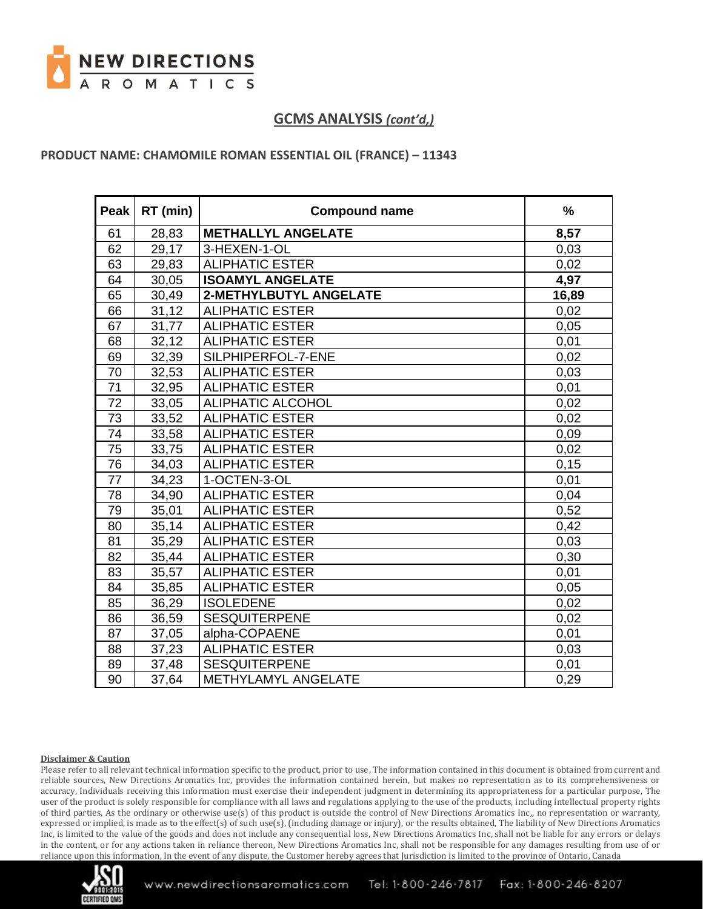## GCMS ANALYSIS *(cont'd,)*

**PRODUCT NAME: CHAMOMILE ROMAN ESSENTIAL OIL (FRANCE) – 11343**

| Peak | RT (min) | Compound name | % |
|---|---|---|---|
| 61 | 28,83 | **METHALLYL ANGELATE** | **8,57** |
| 62 | 29,17 | 3-HEXEN-1-OL | 0,03 |
| 63 | 29,83 | ALIPHATIC ESTER | 0,02 |
| 64 | 30,05 | **ISOAMYL ANGELATE** | **4,97** |
| 65 | 30,49 | **2-METHYLBUTYL ANGELATE** | **16,89** |
| 66 | 31,12 | ALIPHATIC ESTER | 0,02 |
| 67 | 31,77 | ALIPHATIC ESTER | 0,05 |
| 68 | 32,12 | ALIPHATIC ESTER | 0,01 |
| 69 | 32,39 | SILPHIPERFOL-7-ENE | 0,02 |
| 70 | 32,53 | ALIPHATIC ESTER | 0,03 |
| 71 | 32,95 | ALIPHATIC ESTER | 0,01 |
| 72 | 33,05 | ALIPHATIC ALCOHOL | 0,02 |
| 73 | 33,52 | ALIPHATIC ESTER | 0,02 |
| 74 | 33,58 | ALIPHATIC ESTER | 0,09 |
| 75 | 33,75 | ALIPHATIC ESTER | 0,02 |
| 76 | 34,03 | ALIPHATIC ESTER | 0,15 |
| 77 | 34,23 | 1-OCTEN-3-OL | 0,01 |
| 78 | 34,90 | ALIPHATIC ESTER | 0,04 |
| 79 | 35,01 | ALIPHATIC ESTER | 0,52 |
| 80 | 35,14 | ALIPHATIC ESTER | 0,42 |
| 81 | 35,29 | ALIPHATIC ESTER | 0,03 |
| 82 | 35,44 | ALIPHATIC ESTER | 0,30 |
| 83 | 35,57 | ALIPHATIC ESTER | 0,01 |
| 84 | 35,85 | ALIPHATIC ESTER | 0,05 |
| 85 | 36,29 | ISOLEDENE | 0,02 |
| 86 | 36,59 | SESQUITERPENE | 0,02 |
| 87 | 37,05 | alpha-COPAENE | 0,01 |
| 88 | 37,23 | ALIPHATIC ESTER | 0,03 |
| 89 | 37,48 | SESQUITERPENE | 0,01 |
| 90 | 37,64 | METHYLAMYL ANGELATE | 0,29 |

**Disclaimer & Caution**

Please refer to all relevant technical information specific to the product, prior to use, The information contained in this document is obtained from current and reliable sources, New Directions Aromatics Inc, provides the information contained herein, but makes no representation as to its comprehensiveness or accuracy, Individuals receiving this information must exercise their independent judgment in determining its appropriateness for a particular purpose, The user of the product is solely responsible for compliance with all laws and regulations applying to the use of the products, including intellectual property rights of third parties, As the ordinary or otherwise use(s) of this product is outside the control of New Directions Aromatics Inc,, no representation or warranty, expressed or implied, is made as to the effect(s) of such use(s), (including damage or injury), or the results obtained, The liability of New Directions Aromatics Inc, is limited to the value of the goods and does not include any consequential loss, New Directions Aromatics Inc, shall not be liable for any errors or delays in the content, or for any actions taken in reliance thereon, New Directions Aromatics Inc, shall not be responsible for any damages resulting from use of or reliance upon this information, In the event of any dispute, the Customer hereby agrees that Jurisdiction is limited to the province of Ontario, Canada

www.newdirectionsaromatics.com Tel: 1-800-246-7817 Fax: 1-800-246-8207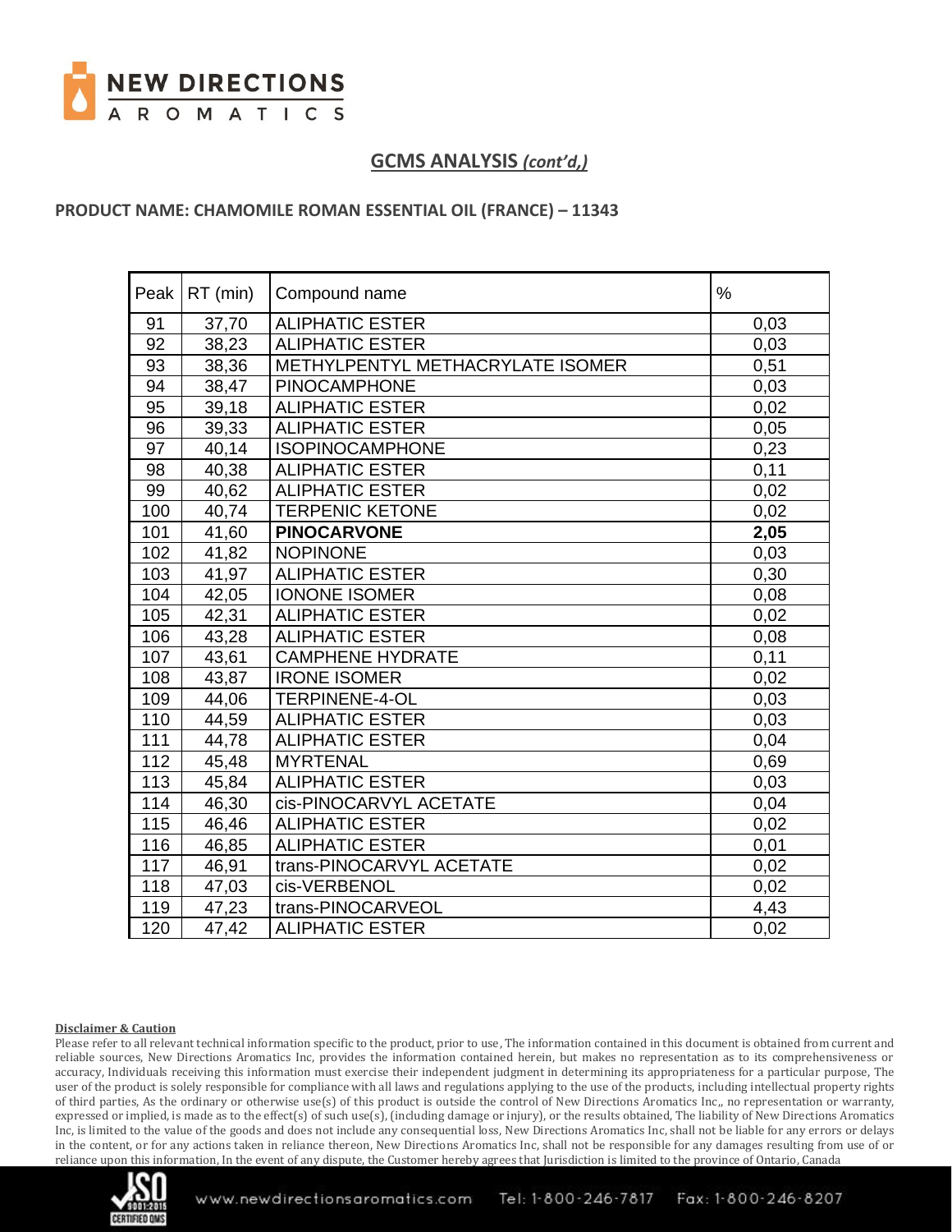## GCMS ANALYSIS *(cont'd,)*

**PRODUCT NAME: CHAMOMILE ROMAN ESSENTIAL OIL (FRANCE) – 11343**

| Peak | RT (min) | Compound name | % |
|---|---|---|---|
| 91 | 37,70 | ALIPHATIC ESTER | 0,03 |
| 92 | 38,23 | ALIPHATIC ESTER | 0,03 |
| 93 | 38,36 | METHYLPENTYL METHACRYLATE ISOMER | 0,51 |
| 94 | 38,47 | PINOCAMPHONE | 0,03 |
| 95 | 39,18 | ALIPHATIC ESTER | 0,02 |
| 96 | 39,33 | ALIPHATIC ESTER | 0,05 |
| 97 | 40,14 | ISOPINOCAMPHONE | 0,23 |
| 98 | 40,38 | ALIPHATIC ESTER | 0,11 |
| 99 | 40,62 | ALIPHATIC ESTER | 0,02 |
| 100 | 40,74 | TERPENIC KETONE | 0,02 |
| 101 | 41,60 | **PINOCARVONE** | **2,05** |
| 102 | 41,82 | NOPINONE | 0,03 |
| 103 | 41,97 | ALIPHATIC ESTER | 0,30 |
| 104 | 42,05 | IONONE ISOMER | 0,08 |
| 105 | 42,31 | ALIPHATIC ESTER | 0,02 |
| 106 | 43,28 | ALIPHATIC ESTER | 0,08 |
| 107 | 43,61 | CAMPHENE HYDRATE | 0,11 |
| 108 | 43,87 | IRONE ISOMER | 0,02 |
| 109 | 44,06 | TERPINENE-4-OL | 0,03 |
| 110 | 44,59 | ALIPHATIC ESTER | 0,03 |
| 111 | 44,78 | ALIPHATIC ESTER | 0,04 |
| 112 | 45,48 | MYRTENAL | 0,69 |
| 113 | 45,84 | ALIPHATIC ESTER | 0,03 |
| 114 | 46,30 | cis-PINOCARVYL ACETATE | 0,04 |
| 115 | 46,46 | ALIPHATIC ESTER | 0,02 |
| 116 | 46,85 | ALIPHATIC ESTER | 0,01 |
| 117 | 46,91 | trans-PINOCARVYL ACETATE | 0,02 |
| 118 | 47,03 | cis-VERBENOL | 0,02 |
| 119 | 47,23 | trans-PINOCARVEOL | 4,43 |
| 120 | 47,42 | ALIPHATIC ESTER | 0,02 |

**Disclaimer & Caution**

Please refer to all relevant technical information specific to the product, prior to use, The information contained in this document is obtained from current and reliable sources, New Directions Aromatics Inc, provides the information contained herein, but makes no representation as to its comprehensiveness or accuracy, Individuals receiving this information must exercise their independent judgment in determining its appropriateness for a particular purpose, The user of the product is solely responsible for compliance with all laws and regulations applying to the use of the products, including intellectual property rights of third parties, As the ordinary or otherwise use(s) of this product is outside the control of New Directions Aromatics Inc,, no representation or warranty, expressed or implied, is made as to the effect(s) of such use(s), (including damage or injury), or the results obtained, The liability of New Directions Aromatics Inc, is limited to the value of the goods and does not include any consequential loss, New Directions Aromatics Inc, shall not be liable for any errors or delays in the content, or for any actions taken in reliance thereon, New Directions Aromatics Inc, shall not be responsible for any damages resulting from use of or reliance upon this information, In the event of any dispute, the Customer hereby agrees that Jurisdiction is limited to the province of Ontario, Canada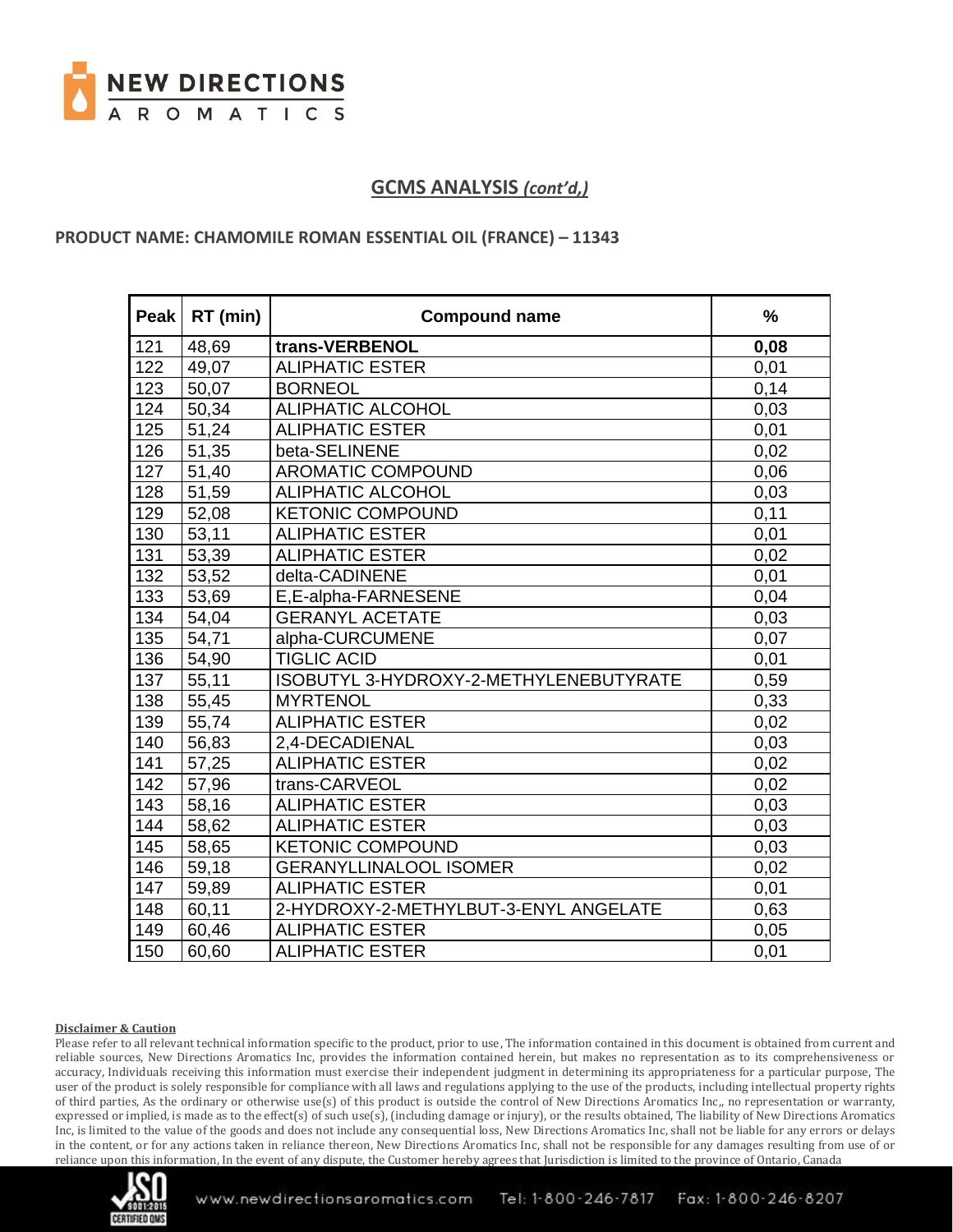## GCMS ANALYSIS *(cont'd,)*

**PRODUCT NAME: CHAMOMILE ROMAN ESSENTIAL OIL (FRANCE) – 11343**

| Peak | RT (min) | Compound name | % |
|---|---|---|---|
| 121 | 48,69 | **trans-VERBENOL** | **0,08** |
| 122 | 49,07 | ALIPHATIC ESTER | 0,01 |
| 123 | 50,07 | BORNEOL | 0,14 |
| 124 | 50,34 | ALIPHATIC ALCOHOL | 0,03 |
| 125 | 51,24 | ALIPHATIC ESTER | 0,01 |
| 126 | 51,35 | beta-SELINENE | 0,02 |
| 127 | 51,40 | AROMATIC COMPOUND | 0,06 |
| 128 | 51,59 | ALIPHATIC ALCOHOL | 0,03 |
| 129 | 52,08 | KETONIC COMPOUND | 0,11 |
| 130 | 53,11 | ALIPHATIC ESTER | 0,01 |
| 131 | 53,39 | ALIPHATIC ESTER | 0,02 |
| 132 | 53,52 | delta-CADINENE | 0,01 |
| 133 | 53,69 | E,E-alpha-FARNESENE | 0,04 |
| 134 | 54,04 | GERANYL ACETATE | 0,03 |
| 135 | 54,71 | alpha-CURCUMENE | 0,07 |
| 136 | 54,90 | TIGLIC ACID | 0,01 |
| 137 | 55,11 | ISOBUTYL 3-HYDROXY-2-METHYLENEBUTYRATE | 0,59 |
| 138 | 55,45 | MYRTENOL | 0,33 |
| 139 | 55,74 | ALIPHATIC ESTER | 0,02 |
| 140 | 56,83 | 2,4-DECADIENAL | 0,03 |
| 141 | 57,25 | ALIPHATIC ESTER | 0,02 |
| 142 | 57,96 | trans-CARVEOL | 0,02 |
| 143 | 58,16 | ALIPHATIC ESTER | 0,03 |
| 144 | 58,62 | ALIPHATIC ESTER | 0,03 |
| 145 | 58,65 | KETONIC COMPOUND | 0,03 |
| 146 | 59,18 | GERANYLLINALOOL ISOMER | 0,02 |
| 147 | 59,89 | ALIPHATIC ESTER | 0,01 |
| 148 | 60,11 | 2-HYDROXY-2-METHYLBUT-3-ENYL ANGELATE | 0,63 |
| 149 | 60,46 | ALIPHATIC ESTER | 0,05 |
| 150 | 60,60 | ALIPHATIC ESTER | 0,01 |

**Disclaimer & Caution**

Please refer to all relevant technical information specific to the product, prior to use, The information contained in this document is obtained from current and reliable sources, New Directions Aromatics Inc, provides the information contained herein, but makes no representation as to its comprehensiveness or accuracy, Individuals receiving this information must exercise their independent judgment in determining its appropriateness for a particular purpose, The user of the product is solely responsible for compliance with all laws and regulations applying to the use of the products, including intellectual property rights of third parties, As the ordinary or otherwise use(s) of this product is outside the control of New Directions Aromatics Inc,, no representation or warranty, expressed or implied, is made as to the effect(s) of such use(s), (including damage or injury), or the results obtained, The liability of New Directions Aromatics Inc, is limited to the value of the goods and does not include any consequential loss, New Directions Aromatics Inc, shall not be liable for any errors or delays in the content, or for any actions taken in reliance thereon, New Directions Aromatics Inc, shall not be responsible for any damages resulting from use of or reliance upon this information, In the event of any dispute, the Customer hereby agrees that Jurisdiction is limited to the province of Ontario, Canada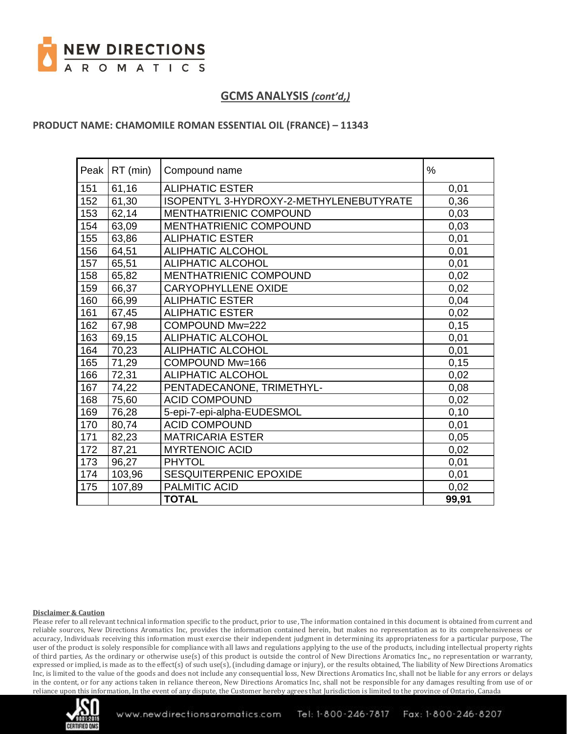## GCMS ANALYSIS *(cont'd,)*

**PRODUCT NAME: CHAMOMILE ROMAN ESSENTIAL OIL (FRANCE) – 11343**

| Peak | RT (min) | Compound name | % |
|---|---|---|---|
| 151 | 61,16 | ALIPHATIC ESTER | 0,01 |
| 152 | 61,30 | ISOPENTYL 3-HYDROXY-2-METHYLENEBUTYRATE | 0,36 |
| 153 | 62,14 | MENTHATRIENIC COMPOUND | 0,03 |
| 154 | 63,09 | MENTHATRIENIC COMPOUND | 0,03 |
| 155 | 63,86 | ALIPHATIC ESTER | 0,01 |
| 156 | 64,51 | ALIPHATIC ALCOHOL | 0,01 |
| 157 | 65,51 | ALIPHATIC ALCOHOL | 0,01 |
| 158 | 65,82 | MENTHATRIENIC COMPOUND | 0,02 |
| 159 | 66,37 | CARYOPHYLLENE OXIDE | 0,02 |
| 160 | 66,99 | ALIPHATIC ESTER | 0,04 |
| 161 | 67,45 | ALIPHATIC ESTER | 0,02 |
| 162 | 67,98 | COMPOUND Mw=222 | 0,15 |
| 163 | 69,15 | ALIPHATIC ALCOHOL | 0,01 |
| 164 | 70,23 | ALIPHATIC ALCOHOL | 0,01 |
| 165 | 71,29 | COMPOUND Mw=166 | 0,15 |
| 166 | 72,31 | ALIPHATIC ALCOHOL | 0,02 |
| 167 | 74,22 | PENTADECANONE, TRIMETHYL- | 0,08 |
| 168 | 75,60 | ACID COMPOUND | 0,02 |
| 169 | 76,28 | 5-epi-7-epi-alpha-EUDESMOL | 0,10 |
| 170 | 80,74 | ACID COMPOUND | 0,01 |
| 171 | 82,23 | MATRICARIA ESTER | 0,05 |
| 172 | 87,21 | MYRTENOIC ACID | 0,02 |
| 173 | 96,27 | PHYTOL | 0,01 |
| 174 | 103,96 | SESQUITERPENIC EPOXIDE | 0,01 |
| 175 | 107,89 | PALMITIC ACID | 0,02 |
| | | **TOTAL** | **99,91** |

**Disclaimer & Caution**

Please refer to all relevant technical information specific to the product, prior to use, The information contained in this document is obtained from current and reliable sources, New Directions Aromatics Inc, provides the information contained herein, but makes no representation as to its comprehensiveness or accuracy, Individuals receiving this information must exercise their independent judgment in determining its appropriateness for a particular purpose, The user of the product is solely responsible for compliance with all laws and regulations applying to the use of the products, including intellectual property rights of third parties, As the ordinary or otherwise use(s) of this product is outside the control of New Directions Aromatics Inc,, no representation or warranty, expressed or implied, is made as to the effect(s) of such use(s), (including damage or injury), or the results obtained, The liability of New Directions Aromatics Inc, is limited to the value of the goods and does not include any consequential loss, New Directions Aromatics Inc, shall not be liable for any errors or delays in the content, or for any actions taken in reliance thereon, New Directions Aromatics Inc, shall not be responsible for any damages resulting from use of or reliance upon this information, In the event of any dispute, the Customer hereby agrees that Jurisdiction is limited to the province of Ontario, Canada